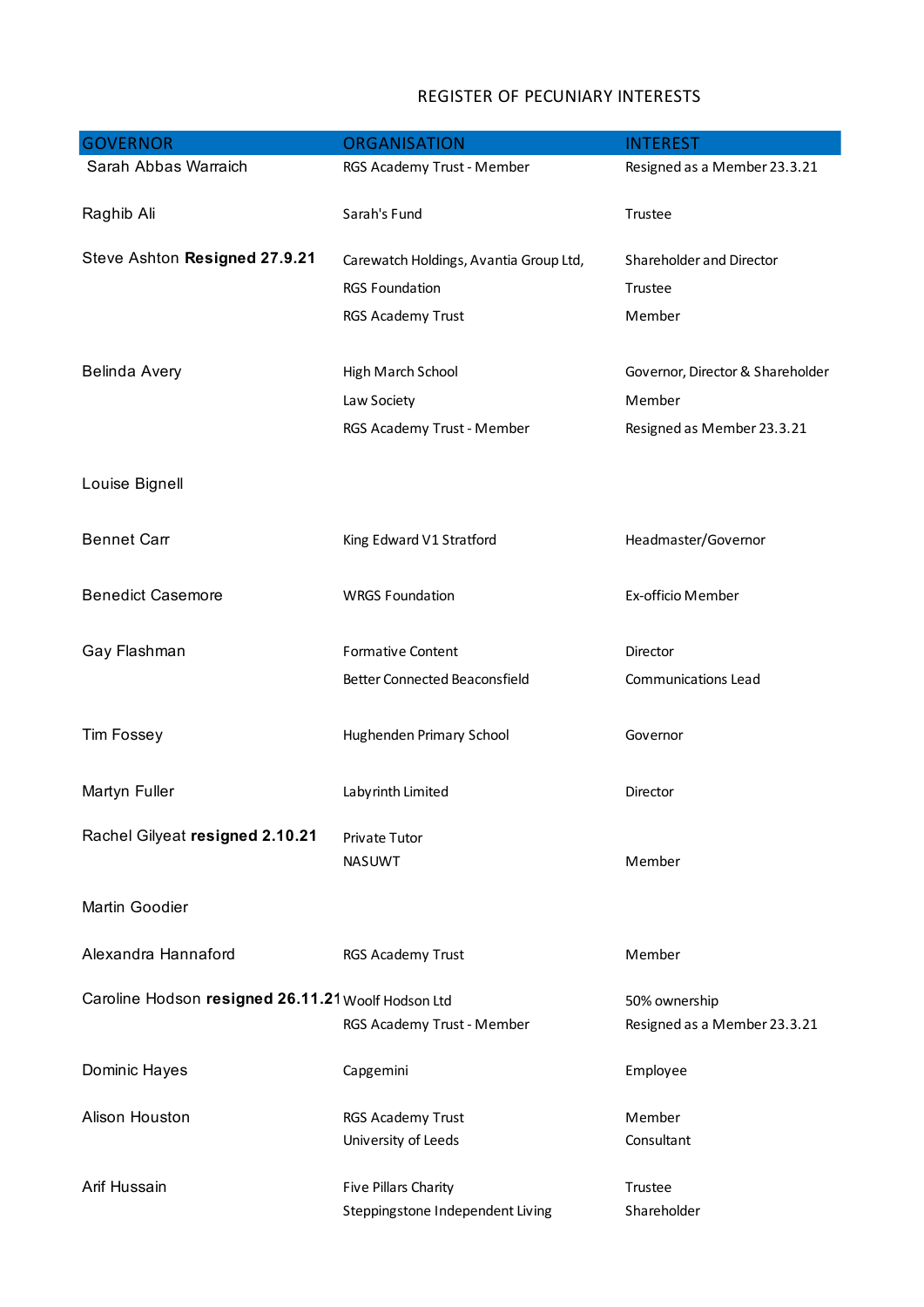# REGISTER OF PECUNIARY INTERESTS

| GOVERNOR | ORGANISATION | INTEREST |
|---|---|---|
| Sarah Abbas Warraich | RGS Academy Trust - Member | Resigned as a Member 23.3.21 |
| Raghib Ali | Sarah's Fund | Trustee |
| Steve Ashton **Resigned 27.9.21** | Carewatch Holdings, Avantia Group Ltd, | Shareholder and Director |
| | RGS Foundation | Trustee |
| | RGS Academy Trust | Member |
| Belinda Avery | High March School | Governor, Director & Shareholder |
| | Law Society | Member |
| | RGS Academy Trust - Member | Resigned as Member 23.3.21 |
| Louise Bignell | | |
| Bennet Carr | King Edward V1 Stratford | Headmaster/Governor |
| Benedict Casemore | WRGS Foundation | Ex-officio Member |
| Gay Flashman | Formative Content | Director |
| | Better Connected Beaconsfield | Communications Lead |
| Tim Fossey | Hughenden Primary School | Governor |
| Martyn Fuller | Labyrinth Limited | Director |
| Rachel Gilyeat **resigned 2.10.21** | Private Tutor | |
| | NASUWT | Member |
| Martin Goodier | | |
| Alexandra Hannaford | RGS Academy Trust | Member |
| Caroline Hodson **resigned 26.11.21** | Woolf Hodson Ltd | 50% ownership |
| | RGS Academy Trust - Member | Resigned as a Member 23.3.21 |
| Dominic Hayes | Capgemini | Employee |
| Alison Houston | RGS Academy Trust | Member |
| | University of Leeds | Consultant |
| Arif Hussain | Five Pillars Charity | Trustee |
| | Steppingstone Independent Living | Shareholder |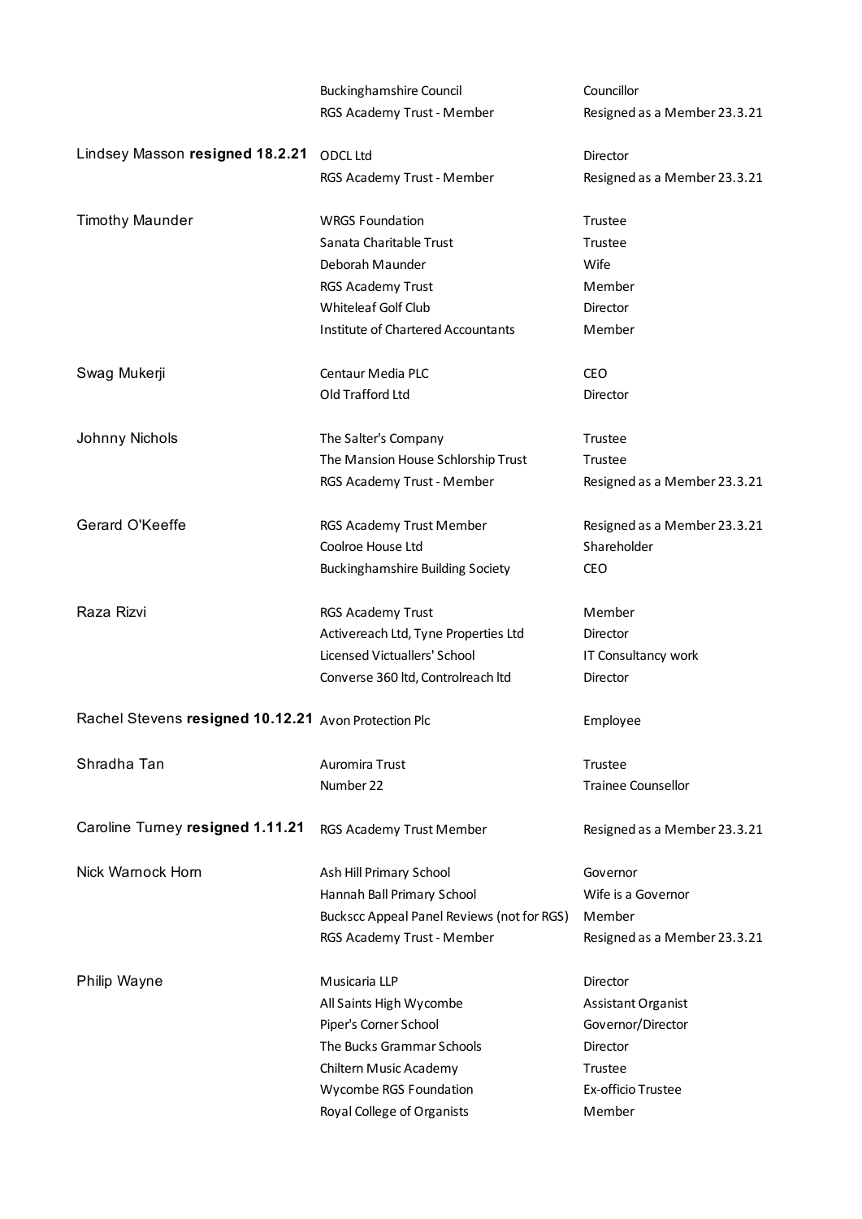| | | |
|---|---|---|
| | Buckinghamshire Council | Councillor |
| | RGS Academy Trust - Member | Resigned as a Member 23.3.21 |
| Lindsey Masson **resigned 18.2.21** | ODCL Ltd | Director |
| | RGS Academy Trust - Member | Resigned as a Member 23.3.21 |
| Timothy Maunder | WRGS Foundation | Trustee |
| | Sanata Charitable Trust | Trustee |
| | Deborah Maunder | Wife |
| | RGS Academy Trust | Member |
| | Whiteleaf Golf Club | Director |
| | Institute of Chartered Accountants | Member |
| Swag Mukerji | Centaur Media PLC | CEO |
| | Old Trafford Ltd | Director |
| Johnny Nichols | The Salter's Company | Trustee |
| | The Mansion House Schlorship Trust | Trustee |
| | RGS Academy Trust - Member | Resigned as a Member 23.3.21 |
| Gerard O'Keeffe | RGS Academy Trust Member | Resigned as a Member 23.3.21 |
| | Coolroe House Ltd | Shareholder |
| | Buckinghamshire Building Society | CEO |
| Raza Rizvi | RGS Academy Trust | Member |
| | Activereach Ltd, Tyne Properties Ltd | Director |
| | Licensed Victuallers' School | IT Consultancy work |
| | Converse 360 ltd, Controlreach ltd | Director |
| Rachel Stevens **resigned 10.12.21** | Avon Protection Plc | Employee |
| Shradha Tan | Auromira Trust | Trustee |
| | Number 22 | Trainee Counsellor |
| Caroline Turney **resigned 1.11.21** | RGS Academy Trust Member | Resigned as a Member 23.3.21 |
| Nick Warnock Horn | Ash Hill Primary School | Governor |
| | Hannah Ball Primary School | Wife is a Governor |
| | Buckscc Appeal Panel Reviews (not for RGS) | Member |
| | RGS Academy Trust - Member | Resigned as a Member 23.3.21 |
| Philip Wayne | Musicaria LLP | Director |
| | All Saints High Wycombe | Assistant Organist |
| | Piper's Corner School | Governor/Director |
| | The Bucks Grammar Schools | Director |
| | Chiltern Music Academy | Trustee |
| | Wycombe RGS Foundation | Ex-officio Trustee |
| | Royal College of Organists | Member |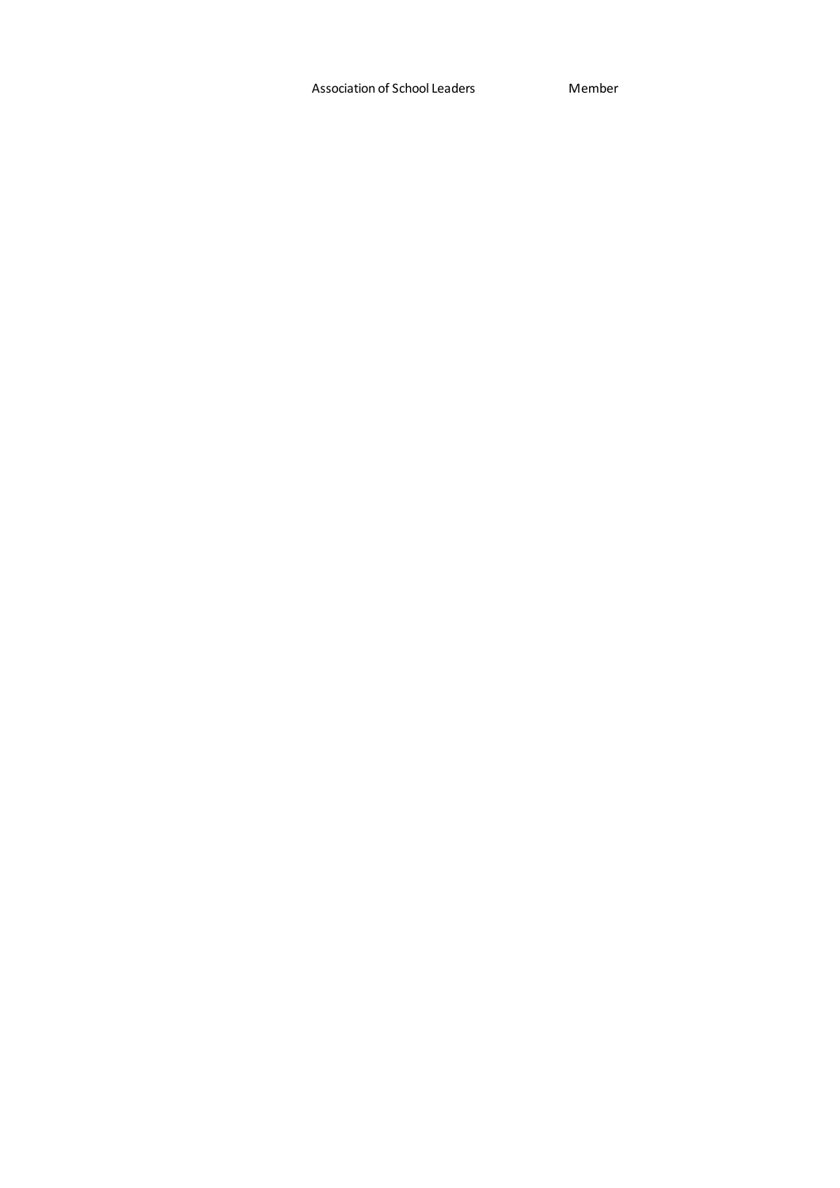Association of School Leaders Member